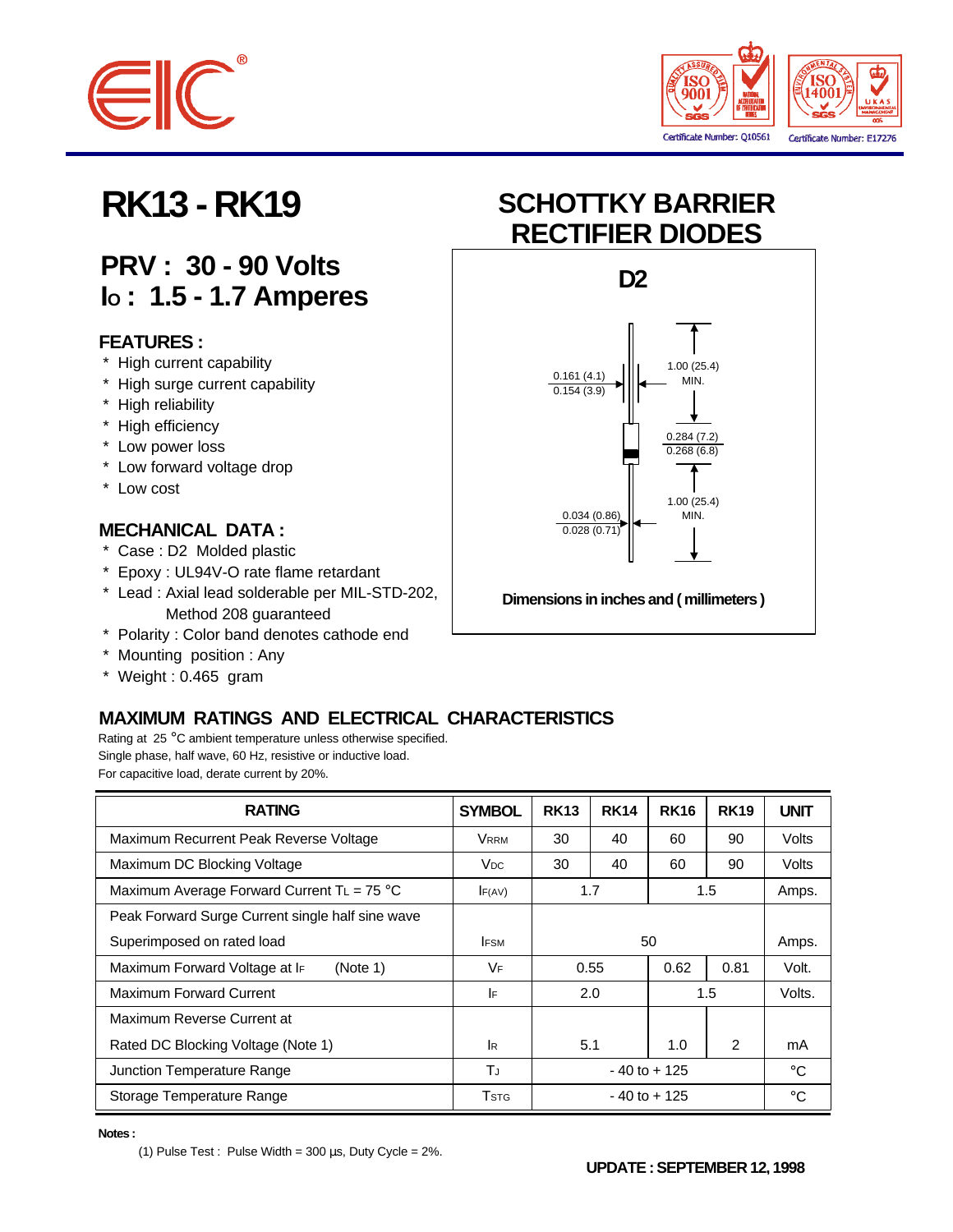# RK13 - RK19

## SCHOTTKY BARRIER RECTIFIER DIODES

## PRV : 30 - 90 Volts
## Io : 1.5 - 1.7 Amperes

### FEATURES :

- \* High current capability
- \* High surge current capability
- \* High reliability
- \* High efficiency
- \* Low power loss
- \* Low forward voltage drop
- \* Low cost

### MECHANICAL DATA :

- \* Case : D2 Molded plastic
- \* Epoxy : UL94V-O rate flame retardant
- \* Lead : Axial lead solderable per MIL-STD-202, Method 208 guaranteed
- \* Polarity : Color band denotes cathode end
- \* Mounting position : Any
- \* Weight : 0.465 gram

**D2**

0.161 (4.1)
0.154 (3.9)

1.00 (25.4) MIN.

0.284 (7.2)
0.268 (6.8)

1.00 (25.4) MIN.

0.034 (0.86)
0.028 (0.71)

**Dimensions in inches and ( millimeters )**

### MAXIMUM RATINGS AND ELECTRICAL CHARACTERISTICS

Rating at 25 °C ambient temperature unless otherwise specified.
Single phase, half wave, 60 Hz, resistive or inductive load.
For capacitive load, derate current by 20%.

| RATING | SYMBOL | RK13 | RK14 | RK16 | RK19 | UNIT |
|---|---|---|---|---|---|---|
| Maximum Recurrent Peak Reverse Voltage | $V_{RRM}$ | 30 | 40 | 60 | 90 | Volts |
| Maximum DC Blocking Voltage | $V_{DC}$ | 30 | 40 | 60 | 90 | Volts |
| Maximum Average Forward Current $T_L$ = 75 °C | $I_{F(AV)}$ | 1.7 | | 1.5 | | Amps. |
| Peak Forward Surge Current single half sine wave Superimposed on rated load | $I_{FSM}$ | 50 | | | | Amps. |
| Maximum Forward Voltage at $I_F$ (Note 1) | $V_F$ | 0.55 | | 0.62 | 0.81 | Volt. |
| Maximum Forward Current | $I_F$ | 2.0 | | 1.5 | | Volts. |
| Maximum Reverse Current at Rated DC Blocking Voltage (Note 1) | $I_R$ | 5.1 | | 1.0 | 2 | mA |
| Junction Temperature Range | $T_J$ | - 40 to + 125 | | | | °C |
| Storage Temperature Range | $T_{STG}$ | - 40 to + 125 | | | | °C |

**Notes :**

(1) Pulse Test : Pulse Width = 300 µs, Duty Cycle = 2%.

**UPDATE : SEPTEMBER 12, 1998**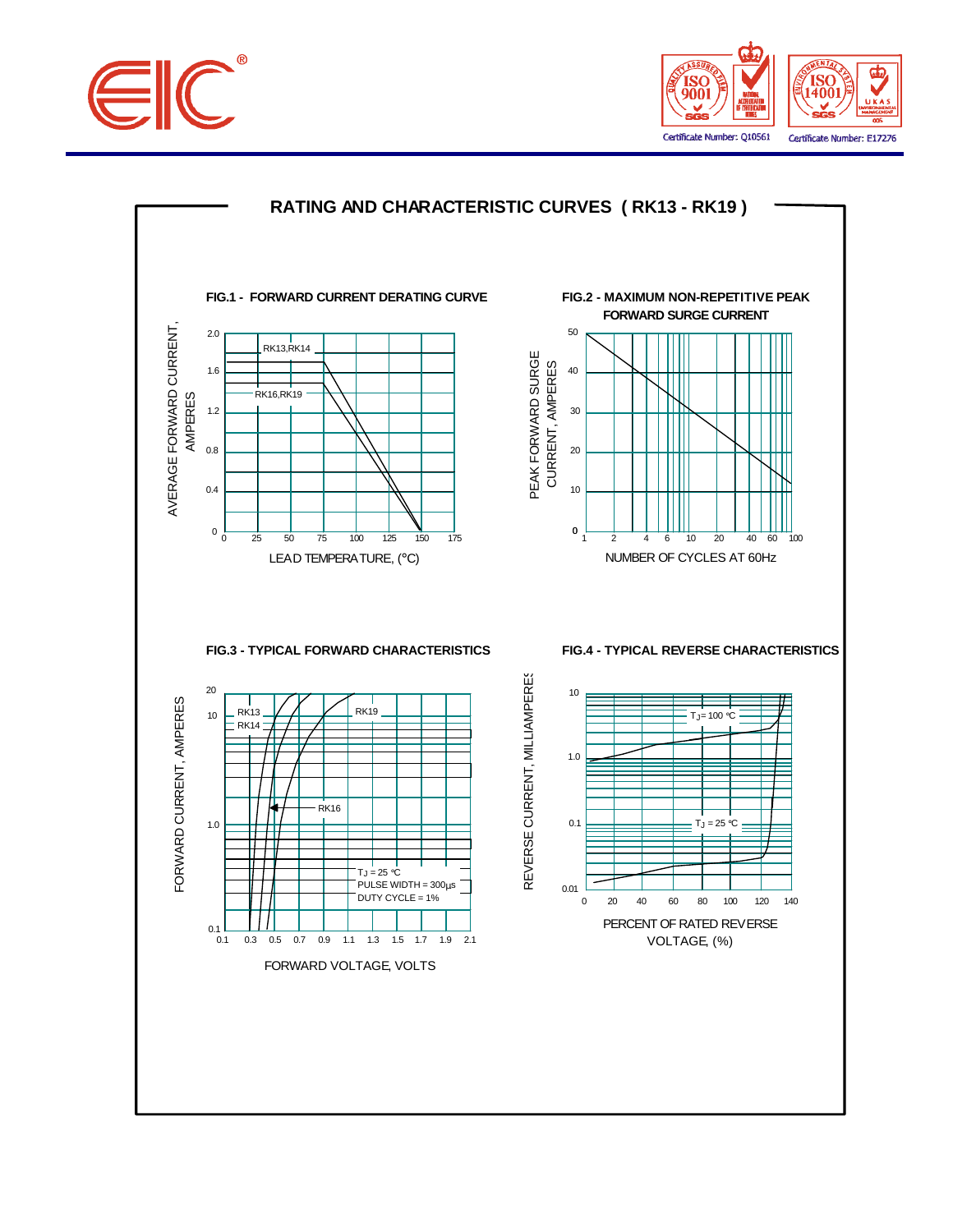## RATING AND CHARACTERISTIC CURVES ( RK13 - RK19 )

### FIG.1 - FORWARD CURRENT DERATING CURVE

AVERAGE FORWARD CURRENT, AMPERES

2.0
1.6
1.2
0.8
0.4
0

RK13,RK14

RK16,RK19

0 25 50 75 100 125 150 175

LEAD TEMPERATURE, (°C)

### FIG.2 - MAXIMUM NON-REPETITIVE PEAK FORWARD SURGE CURRENT

PEAK FORWARD SURGE CURRENT, AMPERES

50
40
30
20
10
0

1 2 4 6 10 20 40 60 100

NUMBER OF CYCLES AT 60Hz

### FIG.3 - TYPICAL FORWARD CHARACTERISTICS

FORWARD CURRENT, AMPERES

20
10
1.0
0.1

RK13
RK14
RK19
RK16

$T_J$ = 25 °C
PULSE WIDTH = 300μs
DUTY CYCLE = 1%

0.1 0.3 0.5 0.7 0.9 1.1 1.3 1.5 1.7 1.9 2.1

FORWARD VOLTAGE, VOLTS

### FIG.4 - TYPICAL REVERSE CHARACTERISTICS

REVERSE CURRENT, MILLIAMPERES

10
1.0
0.1
0.01

$T_J$ = 100 °C

$T_J$ = 25 °C

0 20 40 60 80 100 120 140

PERCENT OF RATED REVERSE VOLTAGE, (%)